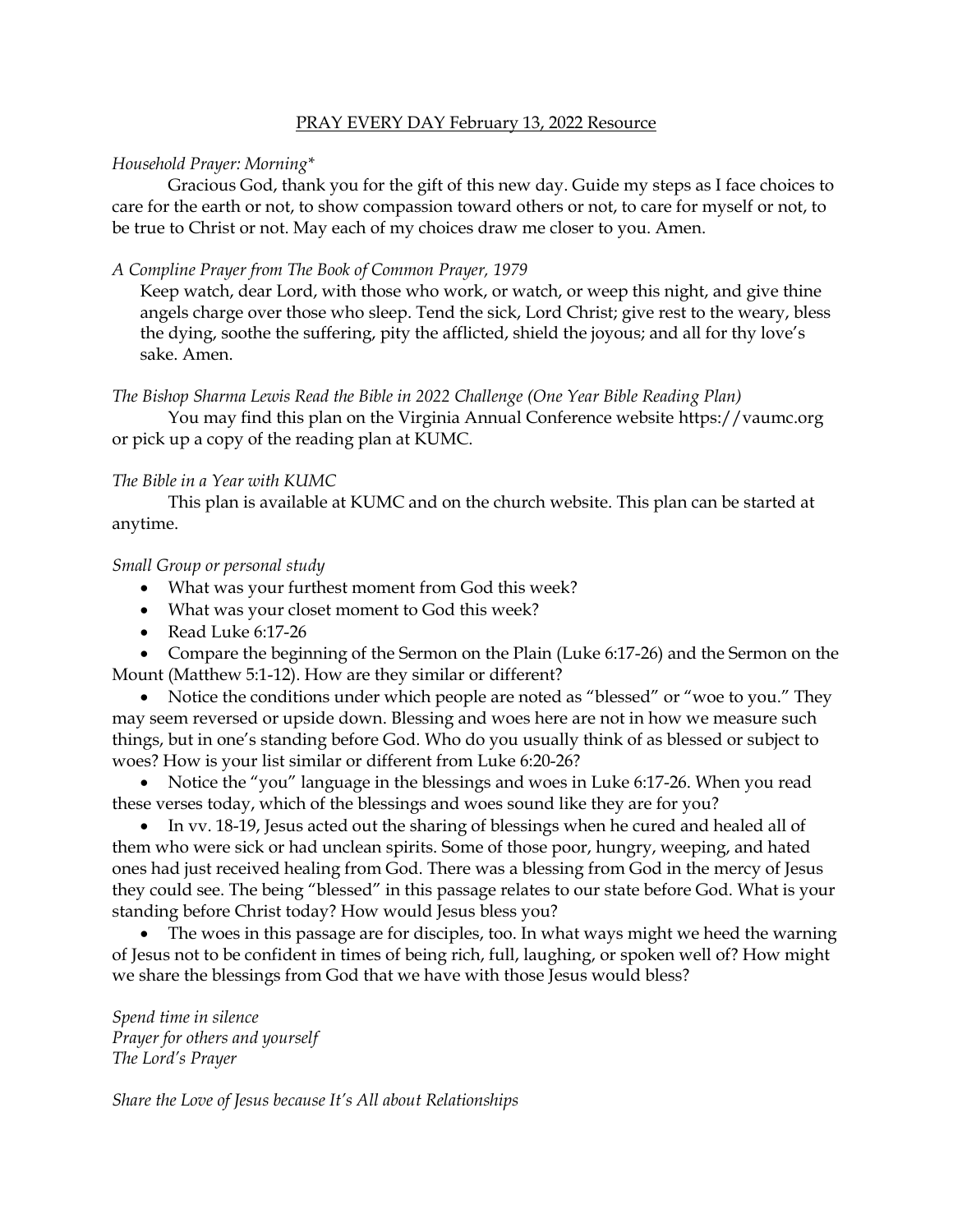PRAY EVERY DAY February 13, 2022 Resource

*Household Prayer: Morning**

Gracious God, thank you for the gift of this new day. Guide my steps as I face choices to care for the earth or not, to show compassion toward others or not, to care for myself or not, to be true to Christ or not. May each of my choices draw me closer to you. Amen.

*A Compline Prayer from The Book of Common Prayer, 1979*

Keep watch, dear Lord, with those who work, or watch, or weep this night, and give thine angels charge over those who sleep. Tend the sick, Lord Christ; give rest to the weary, bless the dying, soothe the suffering, pity the afflicted, shield the joyous; and all for thy love's sake. Amen.

*The Bishop Sharma Lewis Read the Bible in 2022 Challenge (One Year Bible Reading Plan)*

You may find this plan on the Virginia Annual Conference website https://vaumc.org or pick up a copy of the reading plan at KUMC.

*The Bible in a Year with KUMC*

This plan is available at KUMC and on the church website. This plan can be started at anytime.

*Small Group or personal study*

- What was your furthest moment from God this week?
- What was your closet moment to God this week?
- Read Luke 6:17-26
- Compare the beginning of the Sermon on the Plain (Luke 6:17-26) and the Sermon on the Mount (Matthew 5:1-12). How are they similar or different?
- Notice the conditions under which people are noted as "blessed" or "woe to you." They may seem reversed or upside down. Blessing and woes here are not in how we measure such things, but in one's standing before God. Who do you usually think of as blessed or subject to woes? How is your list similar or different from Luke 6:20-26?
- Notice the "you" language in the blessings and woes in Luke 6:17-26. When you read these verses today, which of the blessings and woes sound like they are for you?
- In vv. 18-19, Jesus acted out the sharing of blessings when he cured and healed all of them who were sick or had unclean spirits. Some of those poor, hungry, weeping, and hated ones had just received healing from God. There was a blessing from God in the mercy of Jesus they could see. The being "blessed" in this passage relates to our state before God. What is your standing before Christ today? How would Jesus bless you?
- The woes in this passage are for disciples, too. In what ways might we heed the warning of Jesus not to be confident in times of being rich, full, laughing, or spoken well of? How might we share the blessings from God that we have with those Jesus would bless?

*Spend time in silence*
*Prayer for others and yourself*
*The Lord's Prayer*

*Share the Love of Jesus because It's All about Relationships*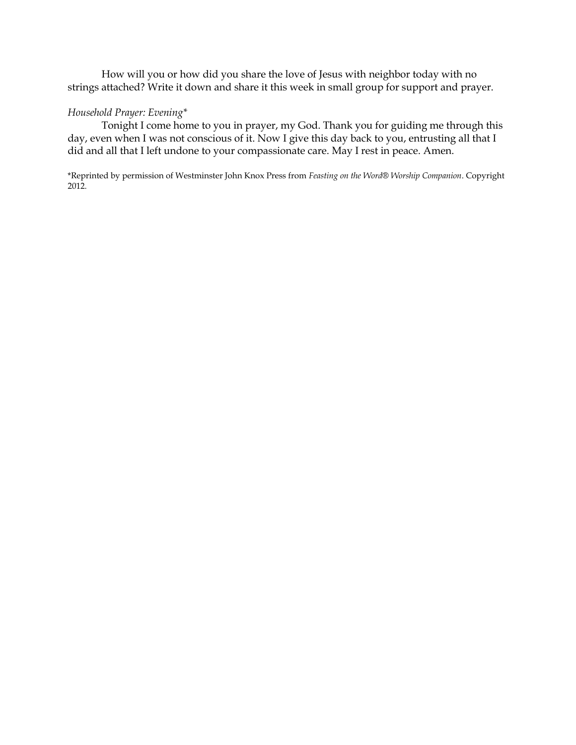How will you or how did you share the love of Jesus with neighbor today with no strings attached? Write it down and share it this week in small group for support and prayer.

*Household Prayer: Evening**

Tonight I come home to you in prayer, my God. Thank you for guiding me through this day, even when I was not conscious of it. Now I give this day back to you, entrusting all that I did and all that I left undone to your compassionate care. May I rest in peace. Amen.

*Reprinted by permission of Westminster John Knox Press from *Feasting on the Word® Worship Companion*. Copyright 2012.